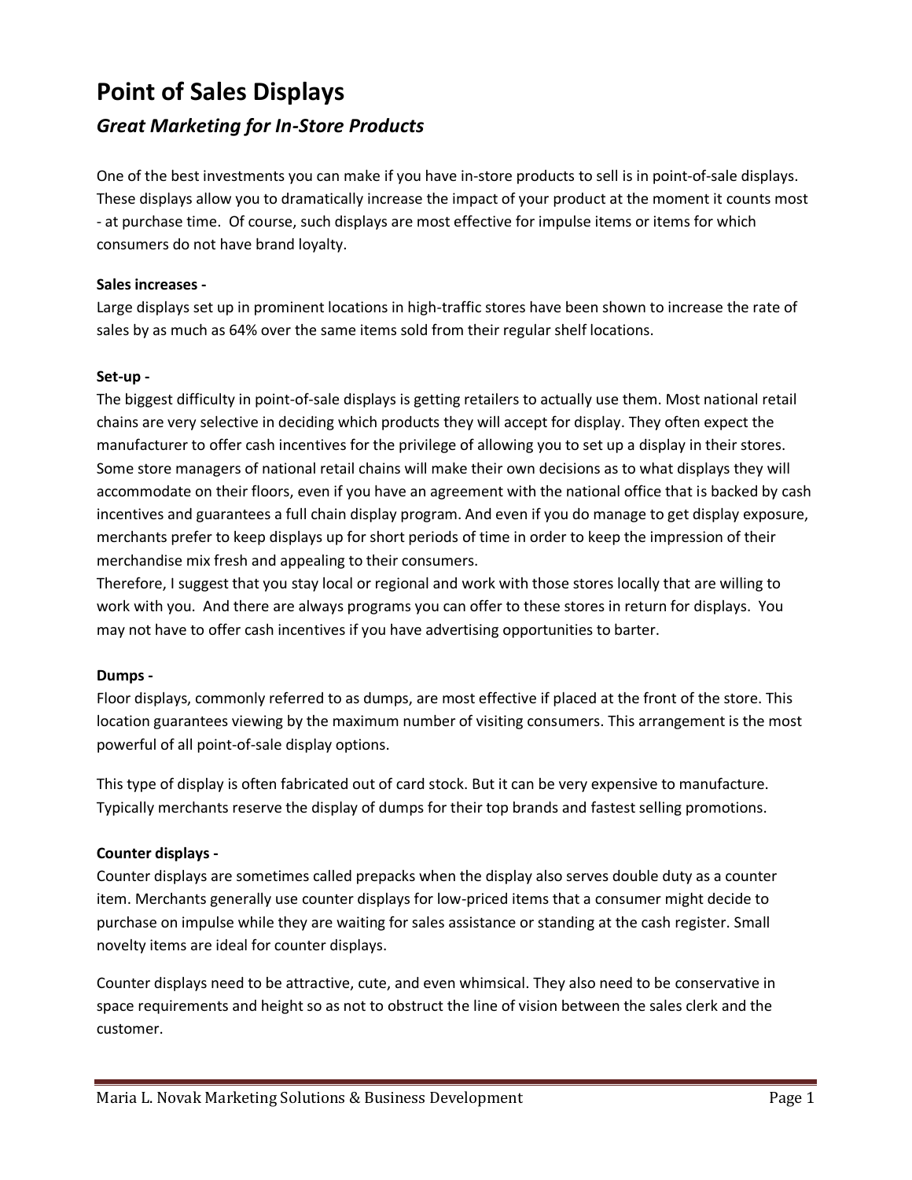# Point of Sales Displays

## *Great Marketing for In-Store Products*

One of the best investments you can make if you have in-store products to sell is in point-of-sale displays. These displays allow you to dramatically increase the impact of your product at the moment it counts most - at purchase time. Of course, such displays are most effective for impulse items or items for which consumers do not have brand loyalty.

**Sales increases -**

Large displays set up in prominent locations in high-traffic stores have been shown to increase the rate of sales by as much as 64% over the same items sold from their regular shelf locations.

**Set-up -**

The biggest difficulty in point-of-sale displays is getting retailers to actually use them. Most national retail chains are very selective in deciding which products they will accept for display. They often expect the manufacturer to offer cash incentives for the privilege of allowing you to set up a display in their stores. Some store managers of national retail chains will make their own decisions as to what displays they will accommodate on their floors, even if you have an agreement with the national office that is backed by cash incentives and guarantees a full chain display program. And even if you do manage to get display exposure, merchants prefer to keep displays up for short periods of time in order to keep the impression of their merchandise mix fresh and appealing to their consumers.

Therefore, I suggest that you stay local or regional and work with those stores locally that are willing to work with you. And there are always programs you can offer to these stores in return for displays. You may not have to offer cash incentives if you have advertising opportunities to barter.

**Dumps -**

Floor displays, commonly referred to as dumps, are most effective if placed at the front of the store. This location guarantees viewing by the maximum number of visiting consumers. This arrangement is the most powerful of all point-of-sale display options.

This type of display is often fabricated out of card stock. But it can be very expensive to manufacture. Typically merchants reserve the display of dumps for their top brands and fastest selling promotions.

**Counter displays -**

Counter displays are sometimes called prepacks when the display also serves double duty as a counter item. Merchants generally use counter displays for low-priced items that a consumer might decide to purchase on impulse while they are waiting for sales assistance or standing at the cash register. Small novelty items are ideal for counter displays.

Counter displays need to be attractive, cute, and even whimsical. They also need to be conservative in space requirements and height so as not to obstruct the line of vision between the sales clerk and the customer.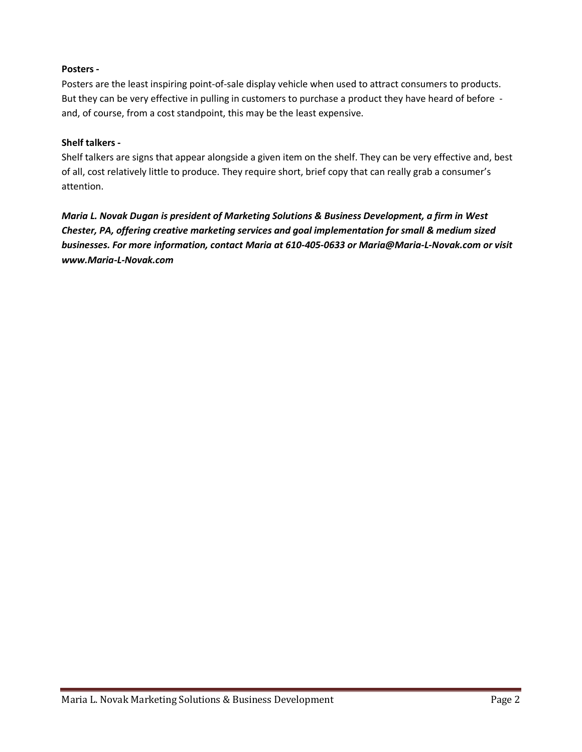**Posters -**

Posters are the least inspiring point-of-sale display vehicle when used to attract consumers to products. But they can be very effective in pulling in customers to purchase a product they have heard of before - and, of course, from a cost standpoint, this may be the least expensive.

**Shelf talkers -**

Shelf talkers are signs that appear alongside a given item on the shelf. They can be very effective and, best of all, cost relatively little to produce. They require short, brief copy that can really grab a consumer's attention.

***Maria L. Novak Dugan is president of Marketing Solutions & Business Development, a firm in West Chester, PA, offering creative marketing services and goal implementation for small & medium sized businesses. For more information, contact Maria at 610-405-0633 or Maria@Maria-L-Novak.com or visit www.Maria-L-Novak.com***